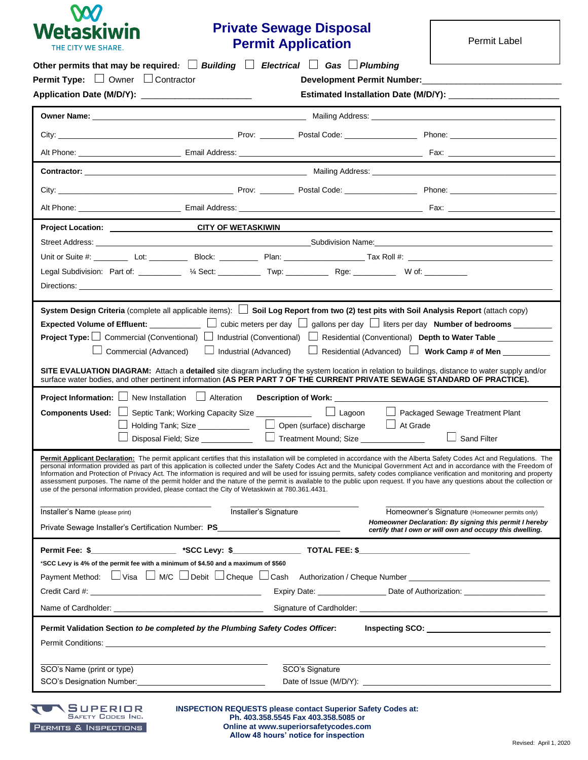Wetaskiwin
THE CITY WE SHARE.

# Private Sewage Disposal Permit Application

Permit Label

**Other permits that may be required:** ☐ ***Building*** ☐ ***Electrical*** ☐ ***Gas*** ☐ ***Plumbing***

**Permit Type:** ☐ Owner ☐ Contractor **Development Permit Number:**\_\_\_\_\_\_\_\_\_\_\_\_\_\_\_\_\_\_\_\_

**Application Date (M/D/Y):** \_\_\_\_\_\_\_\_\_\_\_\_\_\_\_\_\_\_\_\_ **Estimated Installation Date (M/D/Y):** \_\_\_\_\_\_\_\_\_\_\_\_\_\_\_\_\_\_\_\_

**Owner Name:** \_\_\_\_\_\_\_\_\_\_\_\_\_\_\_\_\_\_\_\_ Mailing Address: \_\_\_\_\_\_\_\_\_\_\_\_\_\_\_\_\_\_\_\_

City: \_\_\_\_\_\_\_\_\_\_\_\_\_\_\_\_\_\_\_\_ Prov: \_\_\_\_\_\_\_\_ Postal Code: \_\_\_\_\_\_\_\_\_\_\_\_ Phone: \_\_\_\_\_\_\_\_\_\_\_\_\_\_\_\_

Alt Phone: \_\_\_\_\_\_\_\_\_\_\_\_\_\_\_\_ Email Address: \_\_\_\_\_\_\_\_\_\_\_\_\_\_\_\_\_\_\_\_ Fax: \_\_\_\_\_\_\_\_\_\_\_\_\_\_\_\_

**Contractor:** \_\_\_\_\_\_\_\_\_\_\_\_\_\_\_\_\_\_\_\_ Mailing Address: \_\_\_\_\_\_\_\_\_\_\_\_\_\_\_\_\_\_\_\_

City: \_\_\_\_\_\_\_\_\_\_\_\_\_\_\_\_\_\_\_\_ Prov: \_\_\_\_\_\_\_\_ Postal Code: \_\_\_\_\_\_\_\_\_\_\_\_ Phone: \_\_\_\_\_\_\_\_\_\_\_\_\_\_\_\_

Alt Phone: \_\_\_\_\_\_\_\_\_\_\_\_\_\_\_\_ Email Address: \_\_\_\_\_\_\_\_\_\_\_\_\_\_\_\_\_\_\_\_ Fax: \_\_\_\_\_\_\_\_\_\_\_\_\_\_\_\_

**Project Location:** **CITY OF WETASKIWIN**

Street Address: \_\_\_\_\_\_\_\_\_\_\_\_\_\_\_\_\_\_\_\_ Subdivision Name: \_\_\_\_\_\_\_\_\_\_\_\_\_\_\_\_\_\_\_\_

Unit or Suite #: \_\_\_\_\_\_\_\_ Lot: \_\_\_\_\_\_\_\_ Block: \_\_\_\_\_\_\_\_ Plan: \_\_\_\_\_\_\_\_\_\_\_\_ Tax Roll #: \_\_\_\_\_\_\_\_\_\_\_\_\_\_\_\_

Legal Subdivision: Part of: \_\_\_\_\_\_\_\_ ¼ Sect: \_\_\_\_\_\_\_\_ Twp: \_\_\_\_\_\_\_\_ Rge: \_\_\_\_\_\_\_\_ W of: \_\_\_\_\_\_\_\_

Directions: \_\_\_\_\_\_\_\_\_\_\_\_\_\_\_\_\_\_\_\_\_\_\_\_\_\_\_\_\_\_\_\_\_\_\_\_\_\_\_\_

**System Design Criteria** (complete all applicable items): ☐ **Soil Log Report from two (2) test pits with Soil Analysis Report** (attach copy)

**Expected Volume of Effluent:** \_\_\_\_\_\_\_\_ ☐ cubic meters per day ☐ gallons per day ☐ liters per day **Number of bedrooms** \_\_\_\_\_\_\_\_

**Project Type:** ☐ Commercial (Conventional) ☐ Industrial (Conventional) ☐ Residential (Conventional) **Depth to Water Table** \_\_\_\_\_\_\_\_

☐ Commercial (Advanced) ☐ Industrial (Advanced) ☐ Residential (Advanced) ☐ **Work Camp # of Men** \_\_\_\_\_\_\_\_

**SITE EVALUATION DIAGRAM:** Attach a **detailed** site diagram including the system location in relation to buildings, distance to water supply and/or surface water bodies, and other pertinent information **(AS PER PART 7 OF THE CURRENT PRIVATE SEWAGE STANDARD OF PRACTICE).**

**Project Information:** ☐ New Installation ☐ Alteration **Description of Work:** \_\_\_\_\_\_\_\_\_\_\_\_\_\_\_\_\_\_\_\_

**Components Used:** ☐ Septic Tank; Working Capacity Size \_\_\_\_\_\_\_\_ ☐ Lagoon ☐ Packaged Sewage Treatment Plant

☐ Holding Tank; Size \_\_\_\_\_\_\_\_ ☐ Open (surface) discharge ☐ At Grade

☐ Disposal Field; Size \_\_\_\_\_\_\_\_ ☐ Treatment Mound; Size \_\_\_\_\_\_\_\_ ☐ Sand Filter

**Permit Applicant Declaration:** The permit applicant certifies that this installation will be completed in accordance with the Alberta Safety Codes Act and Regulations. The personal information provided as part of this application is collected under the Safety Codes Act and the Municipal Government Act and in accordance with the Freedom of Information and Protection of Privacy Act. The information is required and will be used for issuing permits, safety codes compliance verification and monitoring and property assessment purposes. The name of the permit holder and the nature of the permit is available to the public upon request. If you have any questions about the collection or use of the personal information provided, please contact the City of Wetaskiwin at 780.361.4431.

\_\_\_\_\_\_\_\_\_\_\_\_\_\_\_\_ Installer's Name (please print) \_\_\_\_\_\_\_\_\_\_\_\_\_\_\_\_ Installer's Signature \_\_\_\_\_\_\_\_\_\_\_\_\_\_\_\_ Homeowner's Signature (Homeowner permits only)

Private Sewage Installer's Certification Number: **PS**\_\_\_\_\_\_\_\_\_\_\_\_\_\_\_\_

***Homeowner Declaration: By signing this permit I hereby certify that I own or will own and occupy this dwelling.***

**Permit Fee: $**\_\_\_\_\_\_\_\_ **\*SCC Levy: $**\_\_\_\_\_\_\_\_ **TOTAL FEE: $**\_\_\_\_\_\_\_\_

**\*SCC Levy is 4% of the permit fee with a minimum of $4.50 and a maximum of $560**

Payment Method: ☐ Visa ☐ M/C ☐ Debit ☐ Cheque ☐ Cash Authorization / Cheque Number \_\_\_\_\_\_\_\_\_\_\_\_\_\_\_\_

Credit Card #: \_\_\_\_\_\_\_\_\_\_\_\_\_\_\_\_ Expiry Date: \_\_\_\_\_\_\_\_ Date of Authorization: \_\_\_\_\_\_\_\_

Name of Cardholder: \_\_\_\_\_\_\_\_\_\_\_\_\_\_\_\_ Signature of Cardholder: \_\_\_\_\_\_\_\_\_\_\_\_\_\_\_\_

**Permit Validation Section *to be completed by the Plumbing Safety Codes Officer*:** **Inspecting SCO:** \_\_\_\_\_\_\_\_\_\_\_\_\_\_\_\_

Permit Conditions: \_\_\_\_\_\_\_\_\_\_\_\_\_\_\_\_\_\_\_\_\_\_\_\_\_\_\_\_\_\_\_\_

\_\_\_\_\_\_\_\_\_\_\_\_\_\_\_\_ SCO's Name (print or type) \_\_\_\_\_\_\_\_\_\_\_\_\_\_\_\_ SCO's Signature

SCO's Designation Number: \_\_\_\_\_\_\_\_\_\_\_\_\_\_\_\_ Date of Issue (M/D/Y): \_\_\_\_\_\_\_\_\_\_\_\_\_\_\_\_

SUPERIOR Safety Codes Inc. PERMITS & INSPECTIONS

**INSPECTION REQUESTS please contact Superior Safety Codes at:**
**Ph. 403.358.5545 Fax 403.358.5085 or**
**Online at www.superiorsafetycodes.com**
**Allow 48 hours' notice for inspection**

Revised: April 1, 2020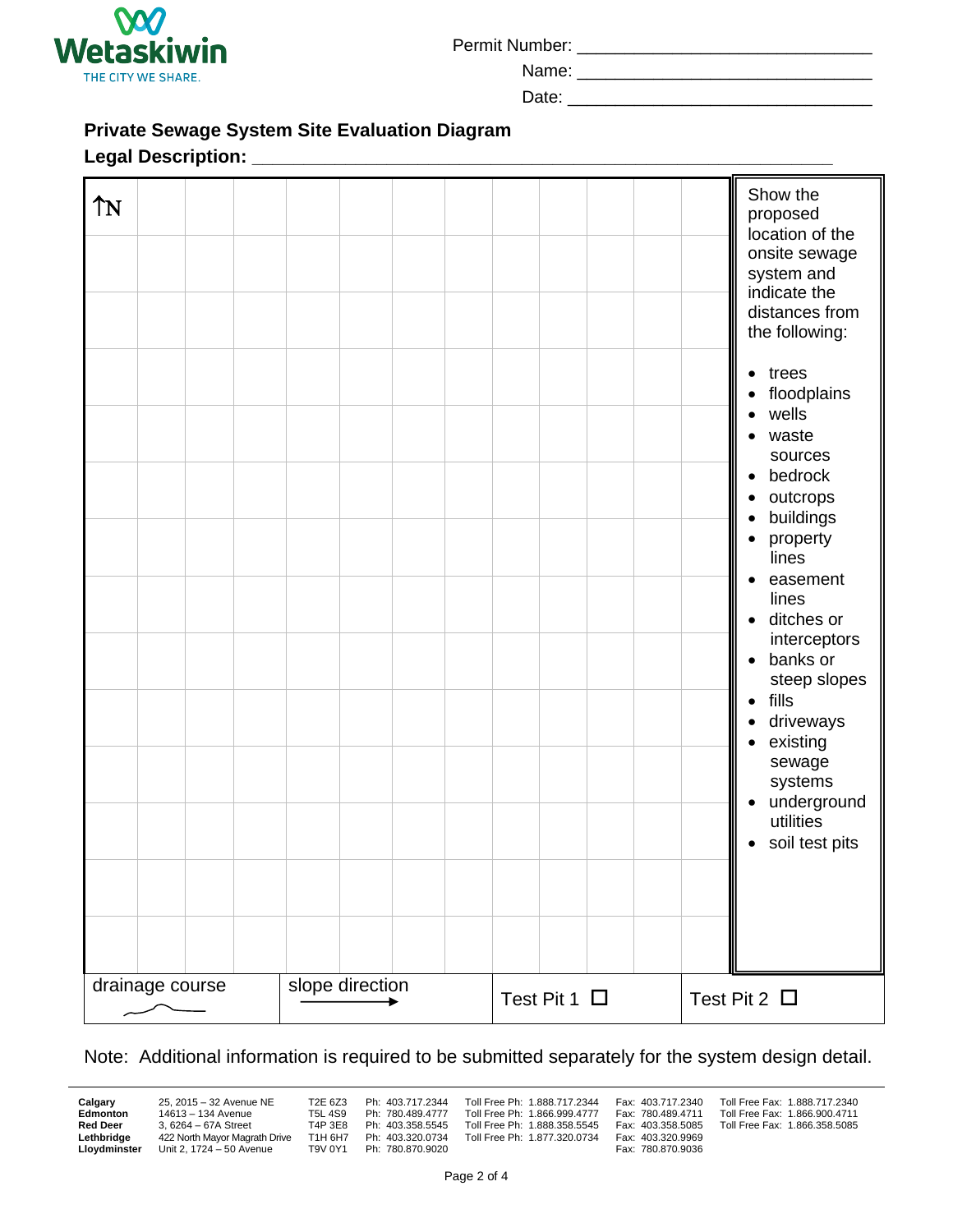Permit Number: ______________________________

Name: ______________________________

Date: ______________________________

## Private Sewage System Site Evaluation Diagram

**Legal Description:** ______________________________________________________

↑N

Show the proposed location of the onsite sewage system and indicate the distances from the following:

- trees
- floodplains
- wells
- waste sources
- bedrock
- outcrops
- buildings
- property lines
- easement lines
- ditches or interceptors
- banks or steep slopes
- fills
- driveways
- existing sewage systems
- underground utilities
- soil test pits

| drainage course | slope direction → | Test Pit 1 ☐ | Test Pit 2 ☐ |
|---|---|---|---|

Note: Additional information is required to be submitted separately for the system design detail.

| | | | | | | |
|---|---|---|---|---|---|---|
| **Calgary** | 25, 2015 – 32 Avenue NE | T2E 6Z3 | Ph: 403.717.2344 | Toll Free Ph: 1.888.717.2344 | Fax: 403.717.2340 | Toll Free Fax: 1.888.717.2340 |
| **Edmonton** | 14613 – 134 Avenue | T5L 4S9 | Ph: 780.489.4777 | Toll Free Ph: 1.866.999.4777 | Fax: 780.489.4711 | Toll Free Fax: 1.866.900.4711 |
| **Red Deer** | 3, 6264 – 67A Street | T4P 3E8 | Ph: 403.358.5545 | Toll Free Ph: 1.888.358.5545 | Fax: 403.358.5085 | Toll Free Fax: 1.866.358.5085 |
| **Lethbridge** | 422 North Mayor Magrath Drive | T1H 6H7 | Ph: 403.320.0734 | Toll Free Ph: 1.877.320.0734 | Fax: 403.320.9969 | |
| **Lloydminster** | Unit 2, 1724 – 50 Avenue | T9V 0Y1 | Ph: 780.870.9020 | | Fax: 780.870.9036 | |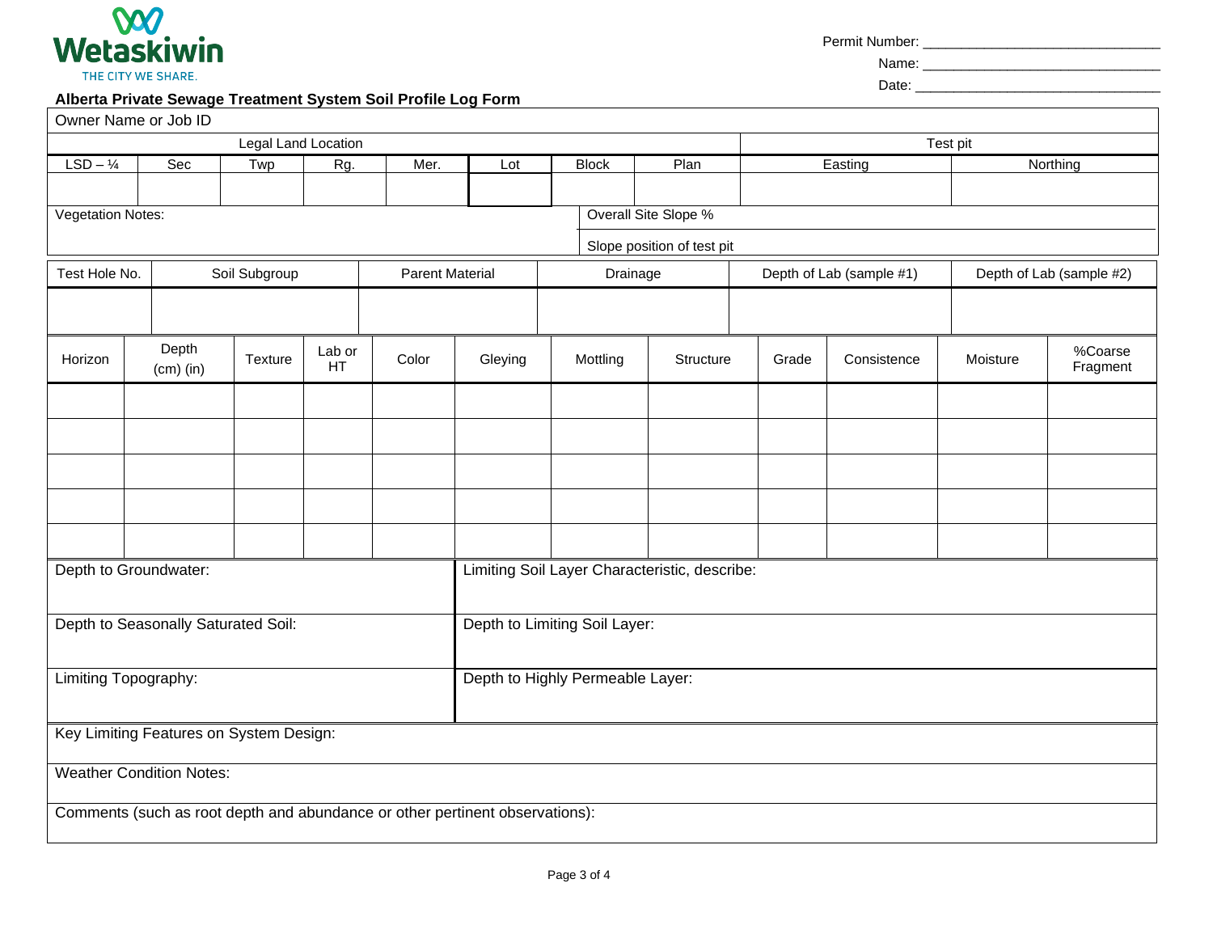Wetaskiwin
THE CITY WE SHARE.

Permit Number: ______________________________

Name: ______________________________

Date: ______________________________

**Alberta Private Sewage Treatment System Soil Profile Log Form**

| Owner Name or Job ID | | | | | | | | | |
|---|---|---|---|---|---|---|---|---|---|
| Legal Land Location | | | | | | | | Test pit | |
| LSD – ¼ | Sec | Twp | Rg. | Mer. | Lot | Block | Plan | Easting | Northing |
| | | | | | | | | | |

| Vegetation Notes: | Overall Site Slope % |
|---|---|
| | Slope position of test pit |

| Test Hole No. | Soil Subgroup | Parent Material | Drainage | Depth of Lab (sample #1) | Depth of Lab (sample #2) |
|---|---|---|---|---|---|
| | | | | | |

| Horizon | Depth (cm) (in) | Texture | Lab or HT | Color | Gleying | Mottling | Structure | Grade | Consistence | Moisture | %Coarse Fragment |
|---|---|---|---|---|---|---|---|---|---|---|---|
| | | | | | | | | | | | |
| | | | | | | | | | | | |
| | | | | | | | | | | | |
| | | | | | | | | | | | |
| | | | | | | | | | | | |

| Depth to Groundwater: | Limiting Soil Layer Characteristic, describe: |
|---|---|
| Depth to Seasonally Saturated Soil: | Depth to Limiting Soil Layer: |
| Limiting Topography: | Depth to Highly Permeable Layer: |

Key Limiting Features on System Design:

Weather Condition Notes:

Comments (such as root depth and abundance or other pertinent observations):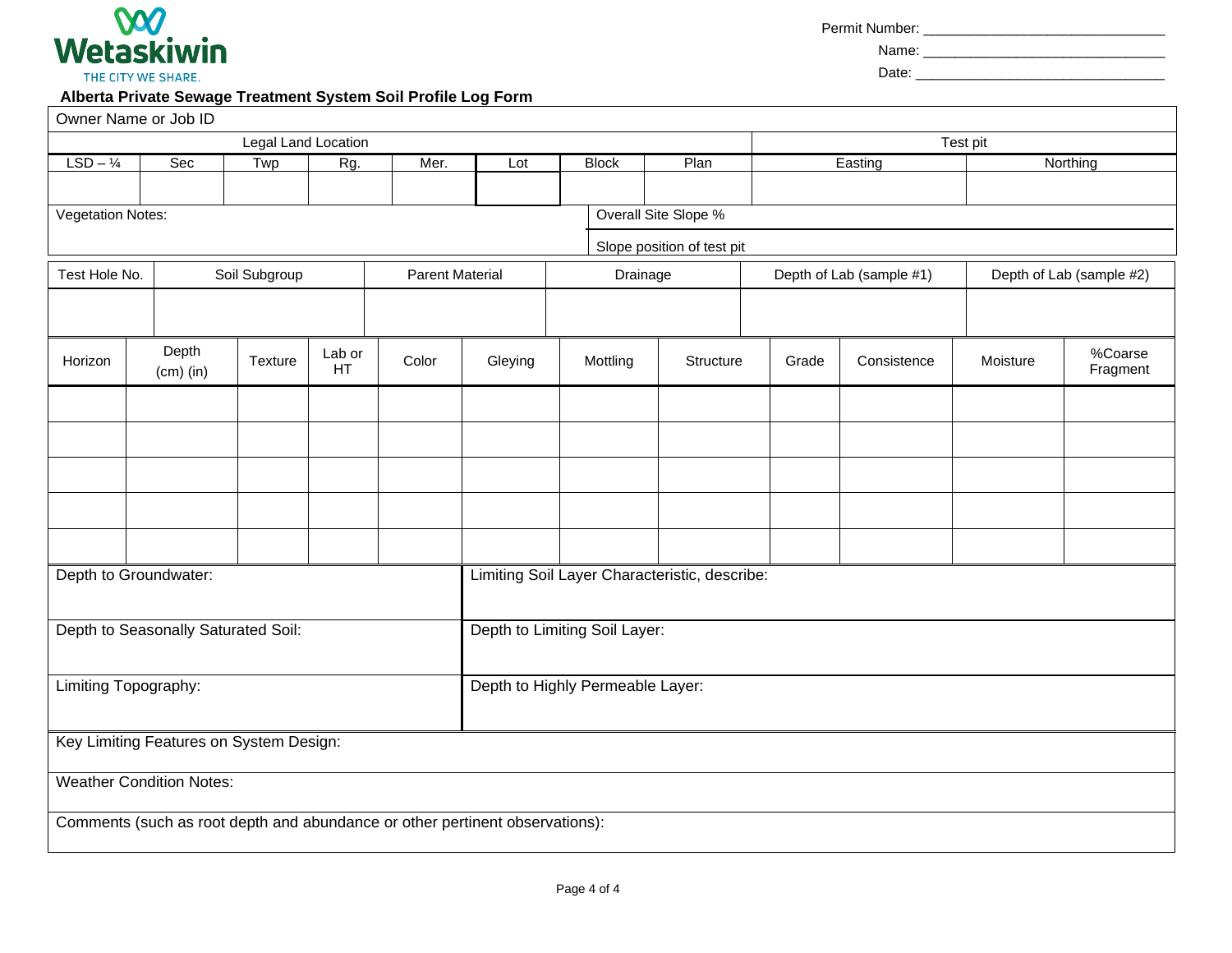Wetaskiwin
THE CITY WE SHARE.

Permit Number: ______________________________

Name: ______________________________

Date: ______________________________

**Alberta Private Sewage Treatment System Soil Profile Log Form**

| Owner Name or Job ID | | | | | | | | | |
|---|---|---|---|---|---|---|---|---|---|
| Legal Land Location | | | | | | | | Test pit | |
| LSD – ¼ | Sec | Twp | Rg. | Mer. | Lot | Block | Plan | Easting | Northing |
| | | | | | | | | | |

| Vegetation Notes: | Overall Site Slope % |
|---|---|
| | Slope position of test pit |

| Test Hole No. | Soil Subgroup | Parent Material | Drainage | Depth of Lab (sample #1) | Depth of Lab (sample #2) |
|---|---|---|---|---|---|
| | | | | | |

| Horizon | Depth (cm) (in) | Texture | Lab or HT | Color | Gleying | Mottling | Structure | Grade | Consistence | Moisture | %Coarse Fragment |
|---|---|---|---|---|---|---|---|---|---|---|---|
| | | | | | | | | | | | |
| | | | | | | | | | | | |
| | | | | | | | | | | | |
| | | | | | | | | | | | |
| | | | | | | | | | | | |

| | |
|---|---|
| Depth to Groundwater: | Limiting Soil Layer Characteristic, describe: |
| Depth to Seasonally Saturated Soil: | Depth to Limiting Soil Layer: |
| Limiting Topography: | Depth to Highly Permeable Layer: |

Key Limiting Features on System Design:

Weather Condition Notes:

Comments (such as root depth and abundance or other pertinent observations):